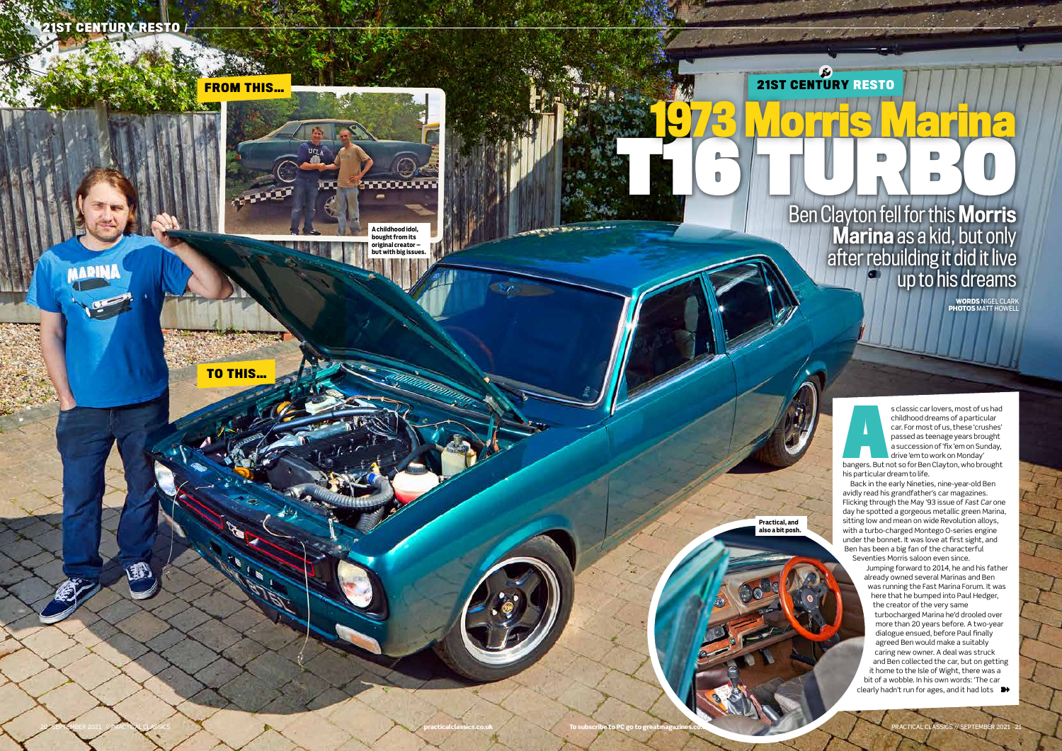# 1973 Morris Marina T16 TURBO

## Ben Clayton fell for this **Morris Marina** as a kid, but only after rebuilding it did it live up to his dreams

**WORDS** NIGEL CLARK
**PHOTOS** MATT HOWELL

FROM THIS...

A childhood idol, bought from its original creator – but with big issues.

TO THIS...

Practical, and also a bit posh.

As classic car lovers, most of us had childhood dreams of a particular car. For most of us, these 'crushes' passed as teenage years brought a succession of 'fix 'em on Sunday, drive 'em to work on Monday' bangers. But not so for Ben Clayton, who brought his particular dream to life.

Back in the early Nineties, nine-year-old Ben avidly read his grandfather's car magazines. Flicking through the May '93 issue of *Fast Car* one day he spotted a gorgeous metallic green Marina, sitting low and mean on wide Revolution alloys, with a turbo-charged Montego O-series engine under the bonnet. It was love at first sight, and Ben has been a big fan of the characterful Seventies Morris saloon ever since.

Jumping forward to 2014, he and his father already owned several Marinas and Ben was running the Fast Marina Forum. It was here that he bumped into Paul Hedger, the creator of the very same turbocharged Marina he'd drooled over more than 20 years before. A two-year dialogue ensued, before Paul finally agreed Ben would make a suitably caring new owner. A deal was struck and Ben collected the car, but on getting it home to the Isle of Wight, there was a bit of a wobble. In his own words: 'The car clearly hadn't run for ages, and it had lots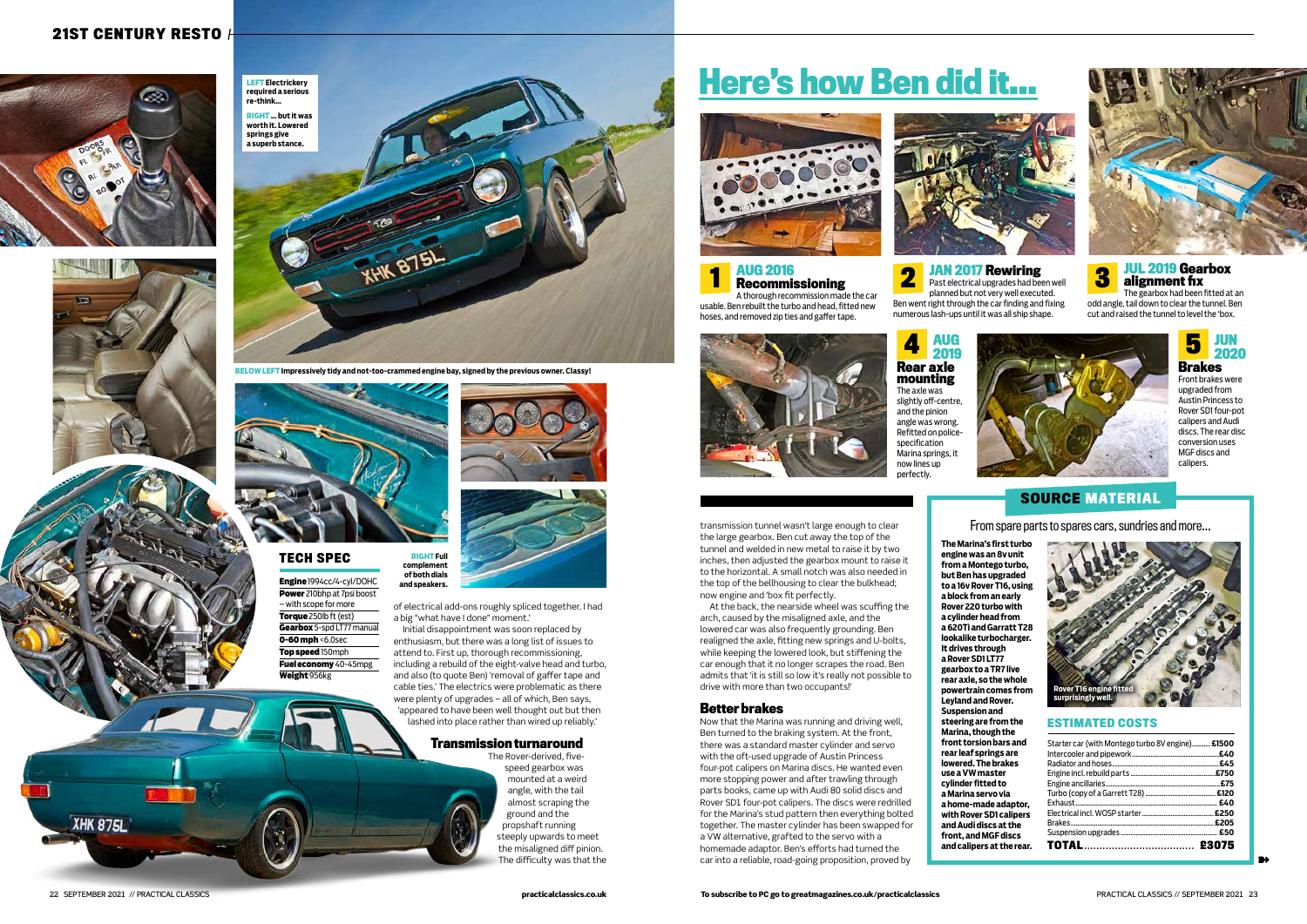LEFT Electrickery required a serious re-think...

RIGHT ... but it was worth it. Lowered springs give a superb stance.

BELOW LEFT Impressively tidy and not-too-crammed engine bay, signed by the previous owner. Classy!

RIGHT Full complement of both dials and speakers.

## TECH SPEC

**Engine** 1994cc/4-cyl/DOHC
**Power** 210bhp at 7psi boost – with scope for more
**Torque** 250lb ft (est)
**Gearbox** 5-spd LT77 manual
**0-60 mph** <6.0sec
**Top speed** 150mph
**Fuel economy** 40-45mpg
**Weight** 956kg

of electrical add-ons roughly spliced together. I had a big "what have I done" moment.'

Initial disappointment was soon replaced by enthusiasm, but there was a long list of issues to attend to. First up, thorough recommissioning, including a rebuild of the eight-valve head and turbo, and also (to quote Ben) 'removal of gaffer tape and cable ties.' The electrics were problematic as there were plenty of upgrades – all of which, Ben says, 'appeared to have been well thought out but then lashed into place rather than wired up reliably.'

### Transmission turnaround

The Rover-derived, five-speed gearbox was mounted at a weird angle, with the tail almost scraping the ground and the propshaft running steeply upwards to meet the misaligned diff pinion. The difficulty was that the transmission tunnel wasn't large enough to clear the large gearbox. Ben cut away the top of the tunnel and welded in new metal to raise it by two inches, then adjusted the gearbox mount to raise it to the horizontal. A small notch was also needed in the top of the bellhousing to clear the bulkhead; now engine and 'box fit perfectly.

At the back, the nearside wheel was scuffing the arch, caused by the misaligned axle, and the lowered car was also frequently grounding. Ben realigned the axle, fitting new springs and U-bolts, while keeping the lowered look, but stiffening the car enough that it no longer scrapes the road. Ben admits that 'it is still so low it's really not possible to drive with more than two occupants!'

### Better brakes

Now that the Marina was running and driving well, Ben turned to the braking system. At the front, there was a standard master cylinder and servo with the oft-used upgrade of Austin Princess four-pot calipers on Marina discs. He wanted even more stopping power and after trawling through parts books, came up with Audi 80 solid discs and Rover SD1 four-pot calipers. The discs were redrilled for the Marina's stud pattern then everything bolted together. The master cylinder has been swapped for a VW alternative, grafted to the servo with a homemade adaptor. Ben's efforts had turned the car into a reliable, road-going proposition, proved by

# Here's how Ben did it...

**1 AUG 2016 Recommissioning**
A thorough recommission made the car usable. Ben rebuilt the turbo and head, fitted new hoses, and removed zip ties and gaffer tape.

**2 JAN 2017 Rewiring**
Past electrical upgrades had been well planned but not very well executed. Ben went right through the car finding and fixing numerous lash-ups until it was all ship shape.

**3 JUL 2019 Gearbox alignment fix**
The gearbox had been fitted at an odd angle, tail down to clear the tunnel. Ben cut and raised the tunnel to level the 'box.

**4 AUG 2019 Rear axle mounting**
The axle was slightly off-centre, and the pinion angle was wrong. Refitted on police-specification Marina springs, it now lines up perfectly.

**5 JUN 2020 Brakes**
Front brakes were upgraded from Austin Princess to Rover SD1 four-pot calipers and Audi discs. The rear disc conversion uses MGF discs and calipers.

## SOURCE MATERIAL

From spare parts to spares cars, sundries and more...

**The Marina's first turbo engine was an 8v unit from a Montego turbo, but Ben has upgraded to a 16v Rover T16, using a block from an early Rover 220 turbo with a cylinder head from a 620Ti and Garratt T28 lookalike turbocharger. It drives through a Rover SD1 LT77 gearbox to a TR7 live rear axle, so the whole powertrain comes from Leyland and Rover. Suspension and steering are from the Marina, though the front torsion bars and rear leaf springs are lowered. The brakes use a VW master cylinder fitted to a Marina servo via a home-made adaptor, with Rover SD1 calipers and Audi discs at the front, and MGF discs and calipers at the rear.**

Rover T16 engine fitted surprisingly well.

### ESTIMATED COSTS

| Item | Cost |
|---|---|
| Starter car (with Montego turbo 8V engine) | £1500 |
| Intercooler and pipework | £40 |
| Radiator and hoses | £45 |
| Engine incl. rebuild parts | £750 |
| Engine ancillaries | £75 |
| Turbo (copy of a Garrett T28) | £120 |
| Exhaust | £40 |
| Electrical incl. WOSP starter | £250 |
| Brakes | £205 |
| Suspension upgrades | £50 |
| **TOTAL** | **£3075** |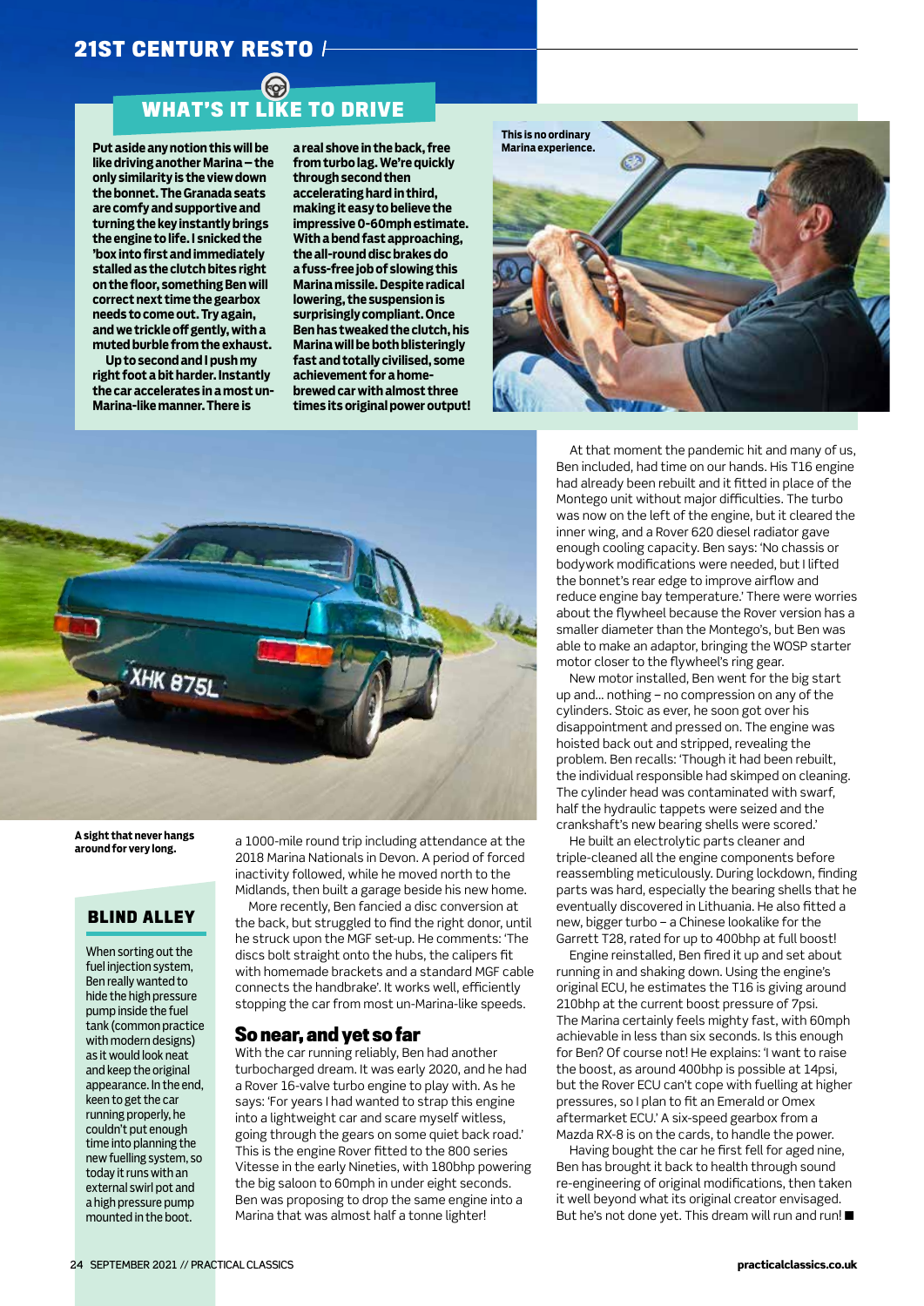## WHAT'S IT LIKE TO DRIVE

**Put aside any notion this will be like driving another Marina – the only similarity is the view down the bonnet. The Granada seats are comfy and supportive and turning the key instantly brings the engine to life. I snicked the 'box into first and immediately stalled as the clutch bites right on the floor, something Ben will correct next time the gearbox needs to come out. Try again, and we trickle off gently, with a muted burble from the exhaust.**

**Up to second and I push my right foot a bit harder. Instantly the car accelerates in a most un-Marina-like manner. There is a real shove in the back, free from turbo lag. We're quickly through second then accelerating hard in third, making it easy to believe the impressive 0-60mph estimate. With a bend fast approaching, the all-round disc brakes do a fuss-free job of slowing this Marina missile. Despite radical lowering, the suspension is surprisingly compliant. Once Ben has tweaked the clutch, his Marina will be both blisteringly fast and totally civilised, some achievement for a home-brewed car with almost three times its original power output!**

**This is no ordinary Marina experience.**

**A sight that never hangs around for very long.**

### BLIND ALLEY

When sorting out the fuel injection system, Ben really wanted to hide the high pressure pump inside the fuel tank (common practice with modern designs) as it would look neat and keep the original appearance. In the end, keen to get the car running properly, he couldn't put enough time into planning the new fuelling system, so today it runs with an external swirl pot and a high pressure pump mounted in the boot.

a 1000-mile round trip including attendance at the 2018 Marina Nationals in Devon. A period of forced inactivity followed, while he moved north to the Midlands, then built a garage beside his new home.

More recently, Ben fancied a disc conversion at the back, but struggled to find the right donor, until he struck upon the MGF set-up. He comments: 'The discs bolt straight onto the hubs, the calipers fit with homemade brackets and a standard MGF cable connects the handbrake'. It works well, efficiently stopping the car from most un-Marina-like speeds.

## So near, and yet so far

With the car running reliably, Ben had another turbocharged dream. It was early 2020, and he had a Rover 16-valve turbo engine to play with. As he says: 'For years I had wanted to strap this engine into a lightweight car and scare myself witless, going through the gears on some quiet back road.' This is the engine Rover fitted to the 800 series Vitesse in the early Nineties, with 180bhp powering the big saloon to 60mph in under eight seconds. Ben was proposing to drop the same engine into a Marina that was almost half a tonne lighter!

At that moment the pandemic hit and many of us, Ben included, had time on our hands. His T16 engine had already been rebuilt and it fitted in place of the Montego unit without major difficulties. The turbo was now on the left of the engine, but it cleared the inner wing, and a Rover 620 diesel radiator gave enough cooling capacity. Ben says: 'No chassis or bodywork modifications were needed, but I lifted the bonnet's rear edge to improve airflow and reduce engine bay temperature.' There were worries about the flywheel because the Rover version has a smaller diameter than the Montego's, but Ben was able to make an adaptor, bringing the WOSP starter motor closer to the flywheel's ring gear.

New motor installed, Ben went for the big start up and... nothing – no compression on any of the cylinders. Stoic as ever, he soon got over his disappointment and pressed on. The engine was hoisted back out and stripped, revealing the problem. Ben recalls: 'Though it had been rebuilt, the individual responsible had skimped on cleaning. The cylinder head was contaminated with swarf, half the hydraulic tappets were seized and the crankshaft's new bearing shells were scored.'

He built an electrolytic parts cleaner and triple-cleaned all the engine components before reassembling meticulously. During lockdown, finding parts was hard, especially the bearing shells that he eventually discovered in Lithuania. He also fitted a new, bigger turbo – a Chinese lookalike for the Garrett T28, rated for up to 400bhp at full boost!

Engine reinstalled, Ben fired it up and set about running in and shaking down. Using the engine's original ECU, he estimates the T16 is giving around 210bhp at the current boost pressure of 7psi. The Marina certainly feels mighty fast, with 60mph achievable in less than six seconds. Is this enough for Ben? Of course not! He explains: 'I want to raise the boost, as around 400bhp is possible at 14psi, but the Rover ECU can't cope with fuelling at higher pressures, so I plan to fit an Emerald or Omex aftermarket ECU.' A six-speed gearbox from a Mazda RX-8 is on the cards, to handle the power.

Having bought the car he first fell for aged nine, Ben has brought it back to health through sound re-engineering of original modifications, then taken it well beyond what its original creator envisaged. But he's not done yet. This dream will run and run! ■